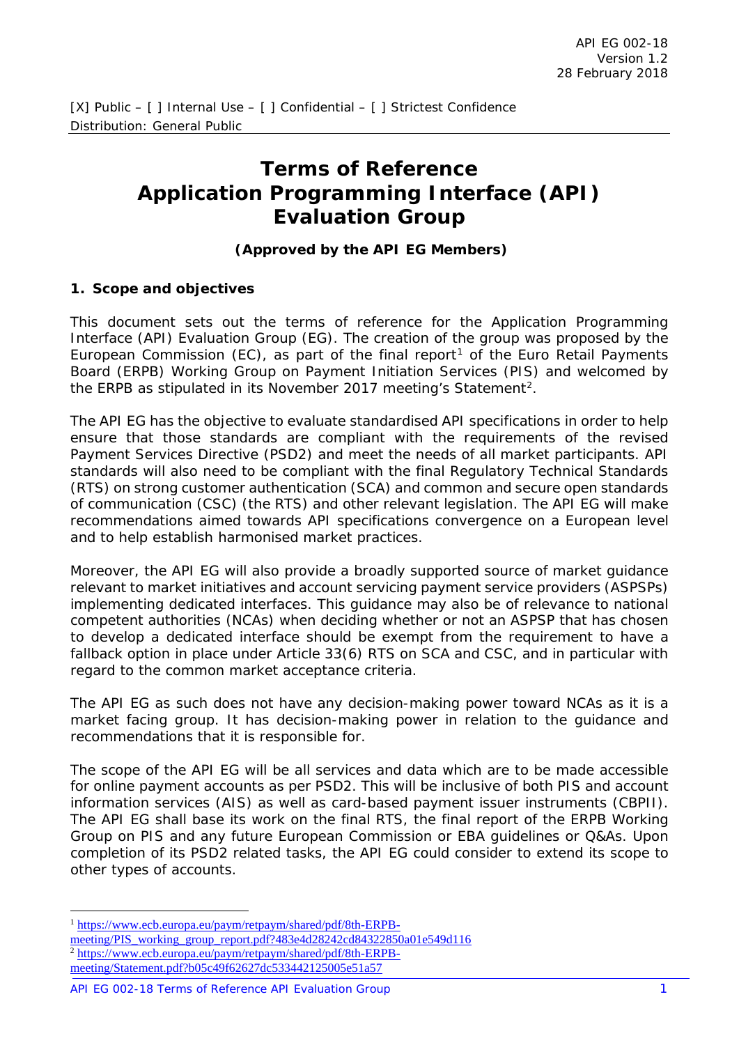API EG 002-18
Version 1.2
28 February 2018

[X] Public – [ ] Internal Use – [ ] Confidential – [ ] Strictest Confidence
Distribution: General Public

# Terms of Reference Application Programming Interface (API) Evaluation Group

**(Approved by the API EG Members)**

## 1. Scope and objectives

This document sets out the terms of reference for the Application Programming Interface (API) Evaluation Group (EG). The creation of the group was proposed by the European Commission (EC), as part of the final report[1] of the Euro Retail Payments Board (ERPB) Working Group on Payment Initiation Services (PIS) and welcomed by the ERPB as stipulated in its November 2017 meeting's Statement[2].

The API EG has the objective to evaluate standardised API specifications in order to help ensure that those standards are compliant with the requirements of the revised Payment Services Directive (PSD2) and meet the needs of all market participants. API standards will also need to be compliant with the final Regulatory Technical Standards (RTS) on strong customer authentication (SCA) and common and secure open standards of communication (CSC) (the RTS) and other relevant legislation. The API EG will make recommendations aimed towards API specifications convergence on a European level and to help establish harmonised market practices.

Moreover, the API EG will also provide a broadly supported source of market guidance relevant to market initiatives and account servicing payment service providers (ASPSPs) implementing dedicated interfaces. This guidance may also be of relevance to national competent authorities (NCAs) when deciding whether or not an ASPSP that has chosen to develop a dedicated interface should be exempt from the requirement to have a fallback option in place under Article 33(6) RTS on SCA and CSC, and in particular with regard to the common market acceptance criteria.

The API EG as such does not have any decision-making power toward NCAs as it is a market facing group. It has decision-making power in relation to the guidance and recommendations that it is responsible for.

The scope of the API EG will be all services and data which are to be made accessible for online payment accounts as per PSD2. This will be inclusive of both PIS and account information services (AIS) as well as card-based payment issuer instruments (CBPII). The API EG shall base its work on the final RTS, the final report of the ERPB Working Group on PIS and any future European Commission or EBA guidelines or Q&As. Upon completion of its PSD2 related tasks, the API EG could consider to extend its scope to other types of accounts.

[1] https://www.ecb.europa.eu/paym/retpaym/shared/pdf/8th-ERPB-meeting/PIS_working_group_report.pdf?483e4d28242cd84322850a01e549d116

[2] https://www.ecb.europa.eu/paym/retpaym/shared/pdf/8th-ERPB-meeting/Statement.pdf?b05c49f62627dc533442125005e51a57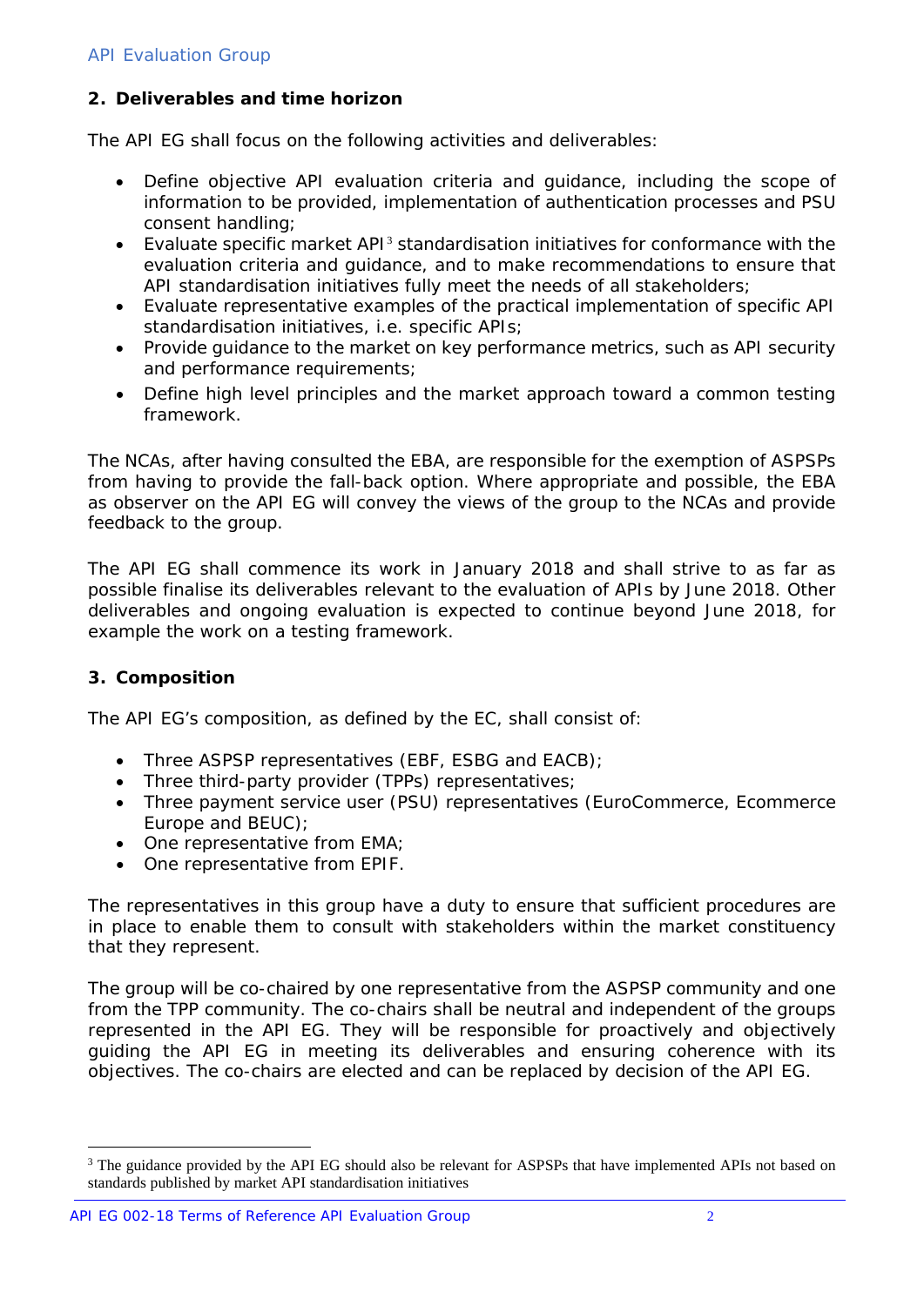## 2. Deliverables and time horizon

The API EG shall focus on the following activities and deliverables:

- Define objective API evaluation criteria and guidance, including the scope of information to be provided, implementation of authentication processes and PSU consent handling;
- Evaluate specific market API[3] standardisation initiatives for conformance with the evaluation criteria and guidance, and to make recommendations to ensure that API standardisation initiatives fully meet the needs of all stakeholders;
- Evaluate representative examples of the practical implementation of specific API standardisation initiatives, i.e. specific APIs;
- Provide guidance to the market on key performance metrics, such as API security and performance requirements;
- Define high level principles and the market approach toward a common testing framework.

The NCAs, after having consulted the EBA, are responsible for the exemption of ASPSPs from having to provide the fall-back option. Where appropriate and possible, the EBA as observer on the API EG will convey the views of the group to the NCAs and provide feedback to the group.

The API EG shall commence its work in January 2018 and shall strive to as far as possible finalise its deliverables relevant to the evaluation of APIs by June 2018. Other deliverables and ongoing evaluation is expected to continue beyond June 2018, for example the work on a testing framework.

## 3. Composition

The API EG's composition, as defined by the EC, shall consist of:

- Three ASPSP representatives (EBF, ESBG and EACB);
- Three third-party provider (TPPs) representatives;
- Three payment service user (PSU) representatives (EuroCommerce, Ecommerce Europe and BEUC);
- One representative from EMA;
- One representative from EPIF.

The representatives in this group have a duty to ensure that sufficient procedures are in place to enable them to consult with stakeholders within the market constituency that they represent.

The group will be co-chaired by one representative from the ASPSP community and one from the TPP community. The co-chairs shall be neutral and independent of the groups represented in the API EG. They will be responsible for proactively and objectively guiding the API EG in meeting its deliverables and ensuring coherence with its objectives. The co-chairs are elected and can be replaced by decision of the API EG.

[3] The guidance provided by the API EG should also be relevant for ASPSPs that have implemented APIs not based on standards published by market API standardisation initiatives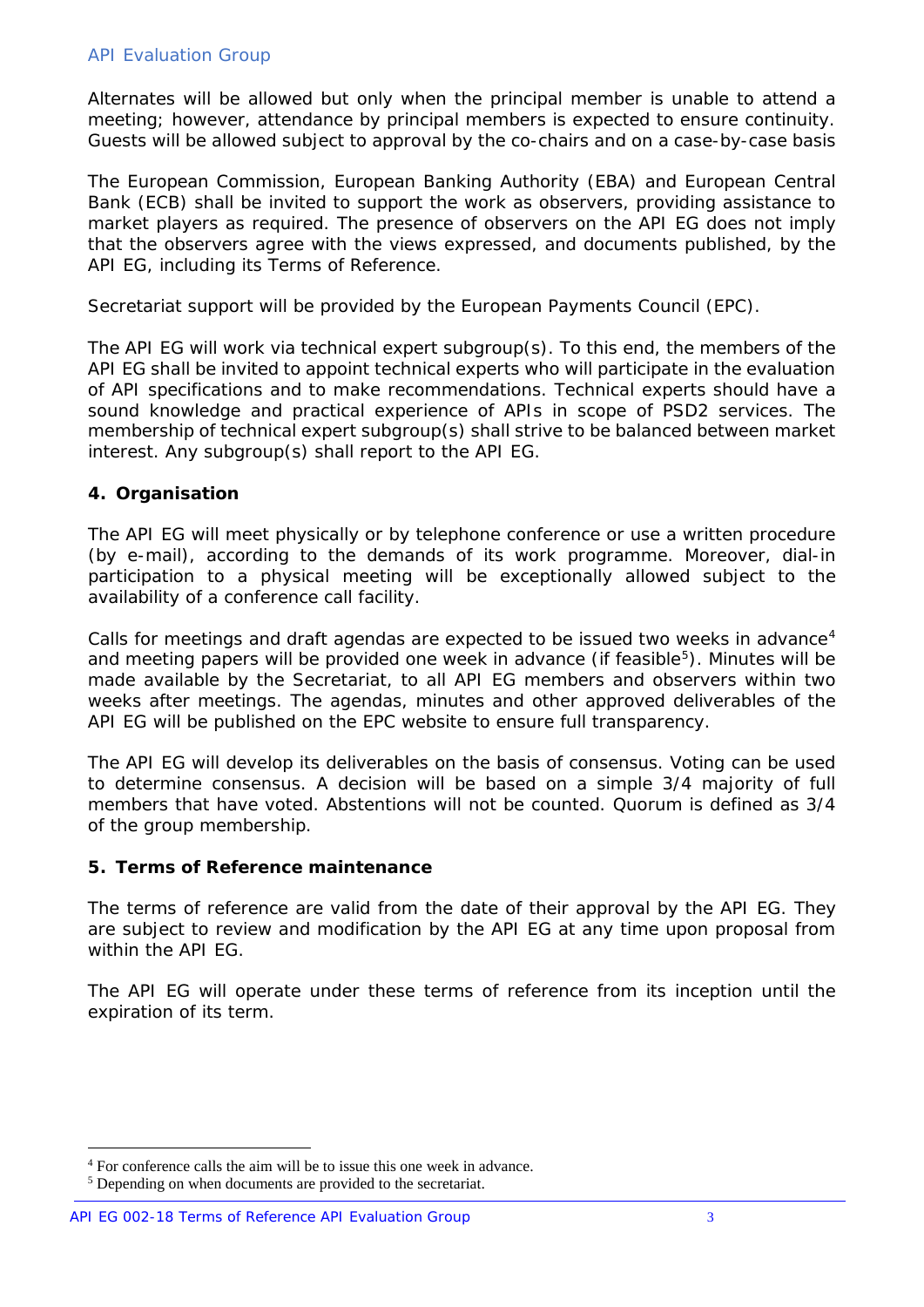Alternates will be allowed but only when the principal member is unable to attend a meeting; however, attendance by principal members is expected to ensure continuity. Guests will be allowed subject to approval by the co-chairs and on a case-by-case basis

The European Commission, European Banking Authority (EBA) and European Central Bank (ECB) shall be invited to support the work as observers, providing assistance to market players as required. The presence of observers on the API EG does not imply that the observers agree with the views expressed, and documents published, by the API EG, including its Terms of Reference.

Secretariat support will be provided by the European Payments Council (EPC).

The API EG will work via technical expert subgroup(s). To this end, the members of the API EG shall be invited to appoint technical experts who will participate in the evaluation of API specifications and to make recommendations. Technical experts should have a sound knowledge and practical experience of APIs in scope of PSD2 services. The membership of technical expert subgroup(s) shall strive to be balanced between market interest. Any subgroup(s) shall report to the API EG.

## 4. Organisation

The API EG will meet physically or by telephone conference or use a written procedure (by e-mail), according to the demands of its work programme. Moreover, dial-in participation to a physical meeting will be exceptionally allowed subject to the availability of a conference call facility.

Calls for meetings and draft agendas are expected to be issued two weeks in advance[4] and meeting papers will be provided one week in advance (if feasible[5]). Minutes will be made available by the Secretariat, to all API EG members and observers within two weeks after meetings. The agendas, minutes and other approved deliverables of the API EG will be published on the EPC website to ensure full transparency.

The API EG will develop its deliverables on the basis of consensus. Voting can be used to determine consensus. A decision will be based on a simple 3/4 majority of full members that have voted. Abstentions will not be counted. Quorum is defined as 3/4 of the group membership.

## 5. Terms of Reference maintenance

The terms of reference are valid from the date of their approval by the API EG. They are subject to review and modification by the API EG at any time upon proposal from within the API EG.

The API EG will operate under these terms of reference from its inception until the expiration of its term.

---

[4] For conference calls the aim will be to issue this one week in advance.

[5] Depending on when documents are provided to the secretariat.